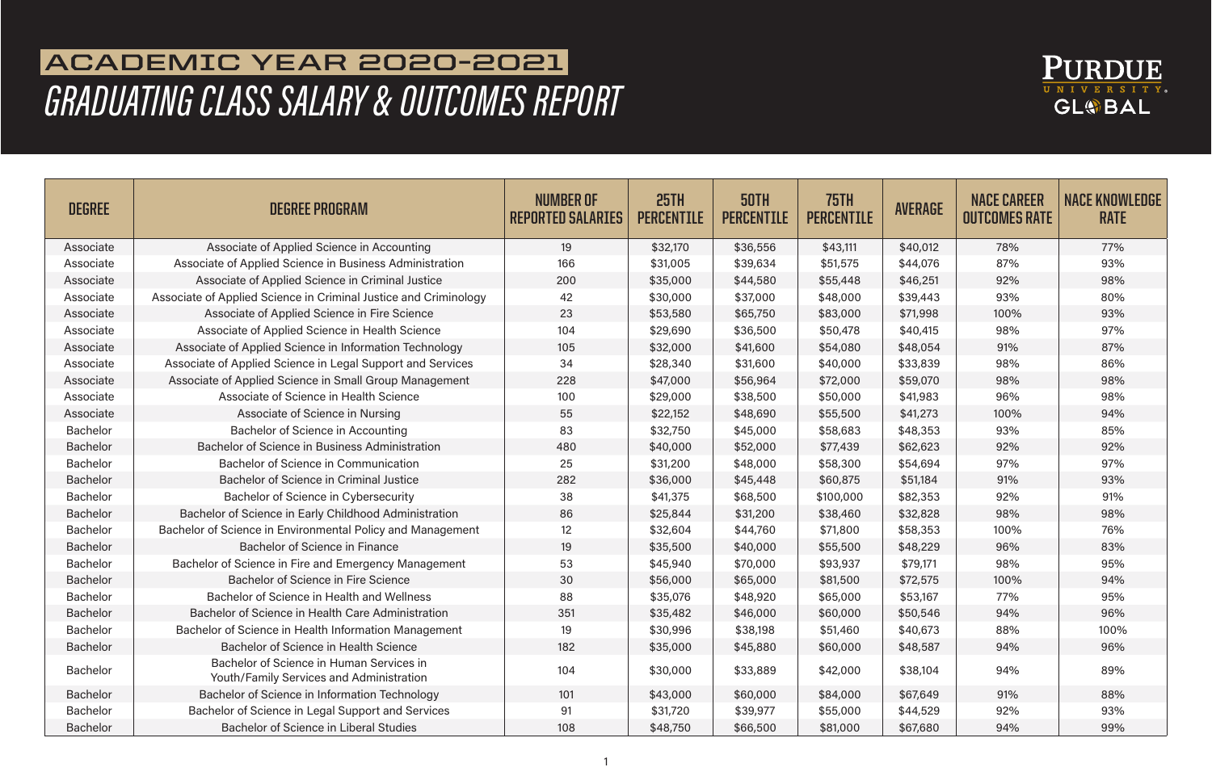# ACADEMIC YEAR 2020-2021

## GRADUATING CLASS SALARY & OUTCOMES REPORT

PURDUE UNIVERSITY GLOBAL

| DEGREE | DEGREE PROGRAM | NUMBER OF REPORTED SALARIES | 25TH PERCENTILE | 50TH PERCENTILE | 75TH PERCENTILE | AVERAGE | NACE CAREER OUTCOMES RATE | NACE KNOWLEDGE RATE |
|---|---|---|---|---|---|---|---|---|
| Associate | Associate of Applied Science in Accounting | 19 | $32,170 | $36,556 | $43,111 | $40,012 | 78% | 77% |
| Associate | Associate of Applied Science in Business Administration | 166 | $31,005 | $39,634 | $51,575 | $44,076 | 87% | 93% |
| Associate | Associate of Applied Science in Criminal Justice | 200 | $35,000 | $44,580 | $55,448 | $46,251 | 92% | 98% |
| Associate | Associate of Applied Science in Criminal Justice and Criminology | 42 | $30,000 | $37,000 | $48,000 | $39,443 | 93% | 80% |
| Associate | Associate of Applied Science in Fire Science | 23 | $53,580 | $65,750 | $83,000 | $71,998 | 100% | 93% |
| Associate | Associate of Applied Science in Health Science | 104 | $29,690 | $36,500 | $50,478 | $40,415 | 98% | 97% |
| Associate | Associate of Applied Science in Information Technology | 105 | $32,000 | $41,600 | $54,080 | $48,054 | 91% | 87% |
| Associate | Associate of Applied Science in Legal Support and Services | 34 | $28,340 | $31,600 | $40,000 | $33,839 | 98% | 86% |
| Associate | Associate of Applied Science in Small Group Management | 228 | $47,000 | $56,964 | $72,000 | $59,070 | 98% | 98% |
| Associate | Associate of Science in Health Science | 100 | $29,000 | $38,500 | $50,000 | $41,983 | 96% | 98% |
| Associate | Associate of Science in Nursing | 55 | $22,152 | $48,690 | $55,500 | $41,273 | 100% | 94% |
| Bachelor | Bachelor of Science in Accounting | 83 | $32,750 | $45,000 | $58,683 | $48,353 | 93% | 85% |
| Bachelor | Bachelor of Science in Business Administration | 480 | $40,000 | $52,000 | $77,439 | $62,623 | 92% | 92% |
| Bachelor | Bachelor of Science in Communication | 25 | $31,200 | $48,000 | $58,300 | $54,694 | 97% | 97% |
| Bachelor | Bachelor of Science in Criminal Justice | 282 | $36,000 | $45,448 | $60,875 | $51,184 | 91% | 93% |
| Bachelor | Bachelor of Science in Cybersecurity | 38 | $41,375 | $68,500 | $100,000 | $82,353 | 92% | 91% |
| Bachelor | Bachelor of Science in Early Childhood Administration | 86 | $25,844 | $31,200 | $38,460 | $32,828 | 98% | 98% |
| Bachelor | Bachelor of Science in Environmental Policy and Management | 12 | $32,604 | $44,760 | $71,800 | $58,353 | 100% | 76% |
| Bachelor | Bachelor of Science in Finance | 19 | $35,500 | $40,000 | $55,500 | $48,229 | 96% | 83% |
| Bachelor | Bachelor of Science in Fire and Emergency Management | 53 | $45,940 | $70,000 | $93,937 | $79,171 | 98% | 95% |
| Bachelor | Bachelor of Science in Fire Science | 30 | $56,000 | $65,000 | $81,500 | $72,575 | 100% | 94% |
| Bachelor | Bachelor of Science in Health and Wellness | 88 | $35,076 | $48,920 | $65,000 | $53,167 | 77% | 95% |
| Bachelor | Bachelor of Science in Health Care Administration | 351 | $35,482 | $46,000 | $60,000 | $50,546 | 94% | 96% |
| Bachelor | Bachelor of Science in Health Information Management | 19 | $30,996 | $38,198 | $51,460 | $40,673 | 88% | 100% |
| Bachelor | Bachelor of Science in Health Science | 182 | $35,000 | $45,880 | $60,000 | $48,587 | 94% | 96% |
| Bachelor | Bachelor of Science in Human Services in Youth/Family Services and Administration | 104 | $30,000 | $33,889 | $42,000 | $38,104 | 94% | 89% |
| Bachelor | Bachelor of Science in Information Technology | 101 | $43,000 | $60,000 | $84,000 | $67,649 | 91% | 88% |
| Bachelor | Bachelor of Science in Legal Support and Services | 91 | $31,720 | $39,977 | $55,000 | $44,529 | 92% | 93% |
| Bachelor | Bachelor of Science in Liberal Studies | 108 | $48,750 | $66,500 | $81,000 | $67,680 | 94% | 99% |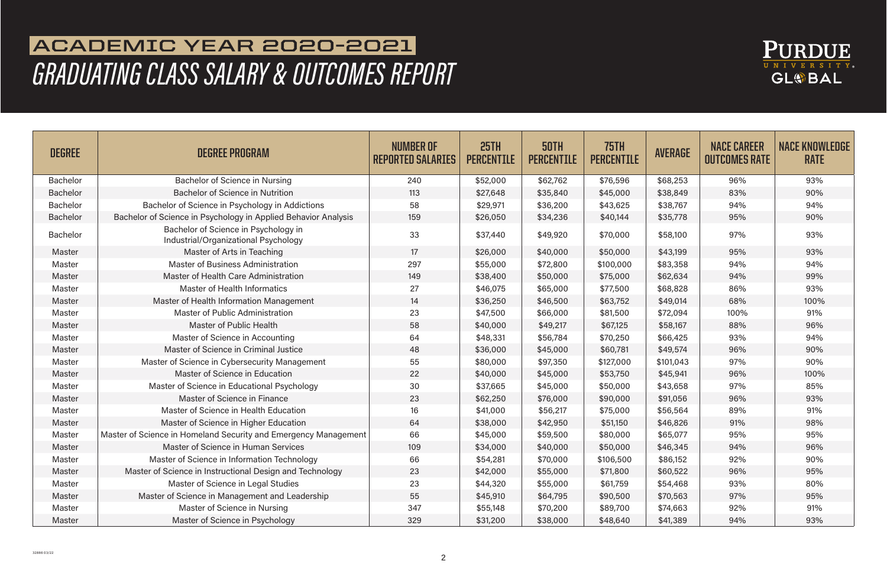## ACADEMIC YEAR 2020-2021

# GRADUATING CLASS SALARY & OUTCOMES REPORT

PURDUE UNIVERSITY GLOBAL

| DEGREE | DEGREE PROGRAM | NUMBER OF REPORTED SALARIES | 25TH PERCENTILE | 50TH PERCENTILE | 75TH PERCENTILE | AVERAGE | NACE CAREER OUTCOMES RATE | NACE KNOWLEDGE RATE |
|---|---|---|---|---|---|---|---|---|
| Bachelor | Bachelor of Science in Nursing | 240 | $52,000 | $62,762 | $76,596 | $68,253 | 96% | 93% |
| Bachelor | Bachelor of Science in Nutrition | 113 | $27,648 | $35,840 | $45,000 | $38,849 | 83% | 90% |
| Bachelor | Bachelor of Science in Psychology in Addictions | 58 | $29,971 | $36,200 | $43,625 | $38,767 | 94% | 94% |
| Bachelor | Bachelor of Science in Psychology in Applied Behavior Analysis | 159 | $26,050 | $34,236 | $40,144 | $35,778 | 95% | 90% |
| Bachelor | Bachelor of Science in Psychology in Industrial/Organizational Psychology | 33 | $37,440 | $49,920 | $70,000 | $58,100 | 97% | 93% |
| Master | Master of Arts in Teaching | 17 | $26,000 | $40,000 | $50,000 | $43,199 | 95% | 93% |
| Master | Master of Business Administration | 297 | $55,000 | $72,800 | $100,000 | $83,358 | 94% | 94% |
| Master | Master of Health Care Administration | 149 | $38,400 | $50,000 | $75,000 | $62,634 | 94% | 99% |
| Master | Master of Health Informatics | 27 | $46,075 | $65,000 | $77,500 | $68,828 | 86% | 93% |
| Master | Master of Health Information Management | 14 | $36,250 | $46,500 | $63,752 | $49,014 | 68% | 100% |
| Master | Master of Public Administration | 23 | $47,500 | $66,000 | $81,500 | $72,094 | 100% | 91% |
| Master | Master of Public Health | 58 | $40,000 | $49,217 | $67,125 | $58,167 | 88% | 96% |
| Master | Master of Science in Accounting | 64 | $48,331 | $56,784 | $70,250 | $66,425 | 93% | 94% |
| Master | Master of Science in Criminal Justice | 48 | $36,000 | $45,000 | $60,781 | $49,574 | 96% | 90% |
| Master | Master of Science in Cybersecurity Management | 55 | $80,000 | $97,350 | $127,000 | $101,043 | 97% | 90% |
| Master | Master of Science in Education | 22 | $40,000 | $45,000 | $53,750 | $45,941 | 96% | 100% |
| Master | Master of Science in Educational Psychology | 30 | $37,665 | $45,000 | $50,000 | $43,658 | 97% | 85% |
| Master | Master of Science in Finance | 23 | $62,250 | $76,000 | $90,000 | $91,056 | 96% | 93% |
| Master | Master of Science in Health Education | 16 | $41,000 | $56,217 | $75,000 | $56,564 | 89% | 91% |
| Master | Master of Science in Higher Education | 64 | $38,000 | $42,950 | $51,150 | $46,826 | 91% | 98% |
| Master | Master of Science in Homeland Security and Emergency Management | 66 | $45,000 | $59,500 | $80,000 | $65,077 | 95% | 95% |
| Master | Master of Science in Human Services | 109 | $34,000 | $40,000 | $50,000 | $46,345 | 94% | 96% |
| Master | Master of Science in Information Technology | 66 | $54,281 | $70,000 | $106,500 | $86,152 | 92% | 90% |
| Master | Master of Science in Instructional Design and Technology | 23 | $42,000 | $55,000 | $71,800 | $60,522 | 96% | 95% |
| Master | Master of Science in Legal Studies | 23 | $44,320 | $55,000 | $61,759 | $54,468 | 93% | 80% |
| Master | Master of Science in Management and Leadership | 55 | $45,910 | $64,795 | $90,500 | $70,563 | 97% | 95% |
| Master | Master of Science in Nursing | 347 | $55,148 | $70,200 | $89,700 | $74,663 | 92% | 91% |
| Master | Master of Science in Psychology | 329 | $31,200 | $38,000 | $48,640 | $41,389 | 94% | 93% |

32886 03/22